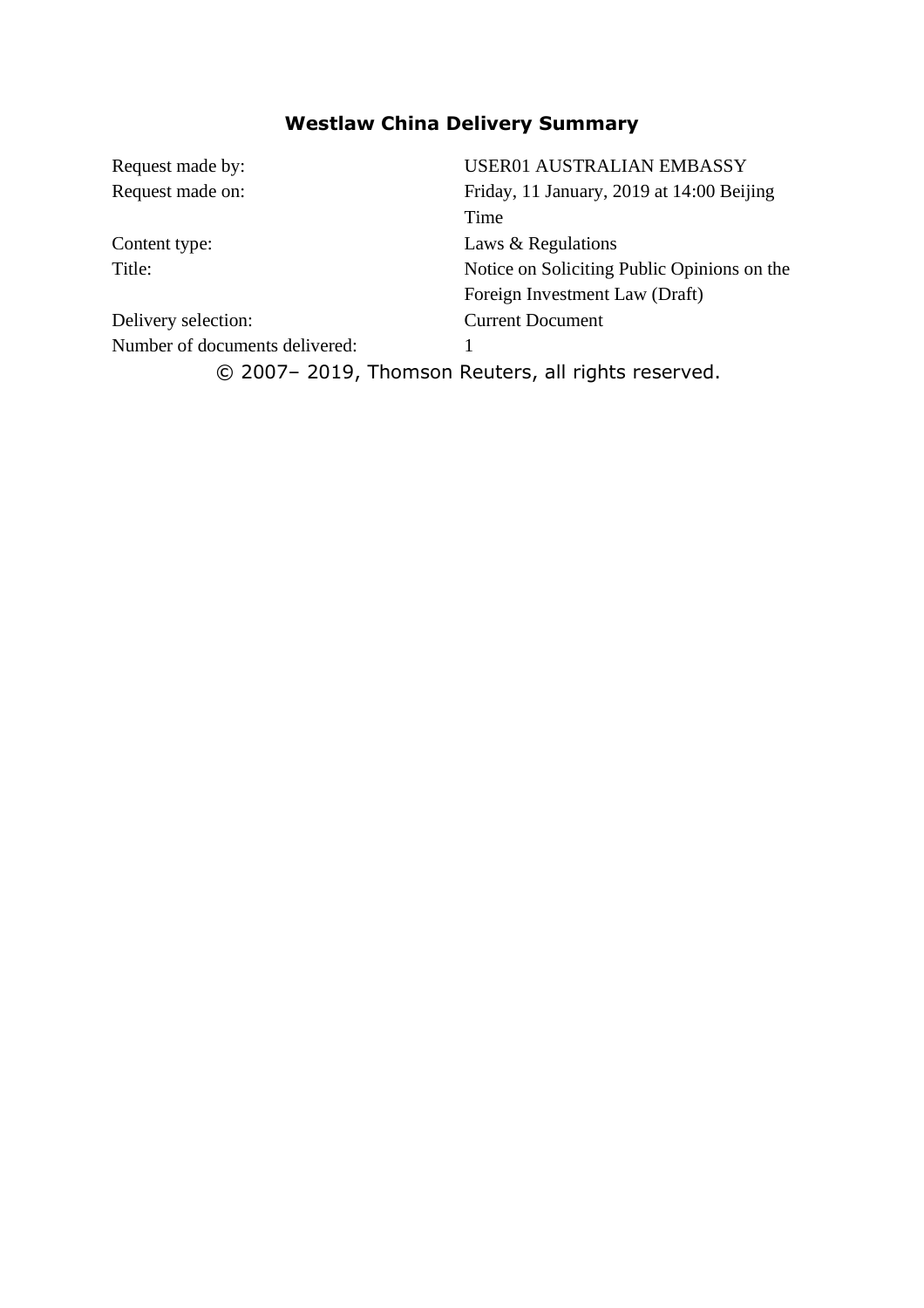# Westlaw China Delivery Summary

| | |
|---|---|
| Request made by: | USER01 AUSTRALIAN EMBASSY |
| Request made on: | Friday, 11 January, 2019 at 14:00 Beijing Time |
| Content type: | Laws & Regulations |
| Title: | Notice on Soliciting Public Opinions on the Foreign Investment Law (Draft) |
| Delivery selection: | Current Document |
| Number of documents delivered: | 1 |

© 2007– 2019, Thomson Reuters, all rights reserved.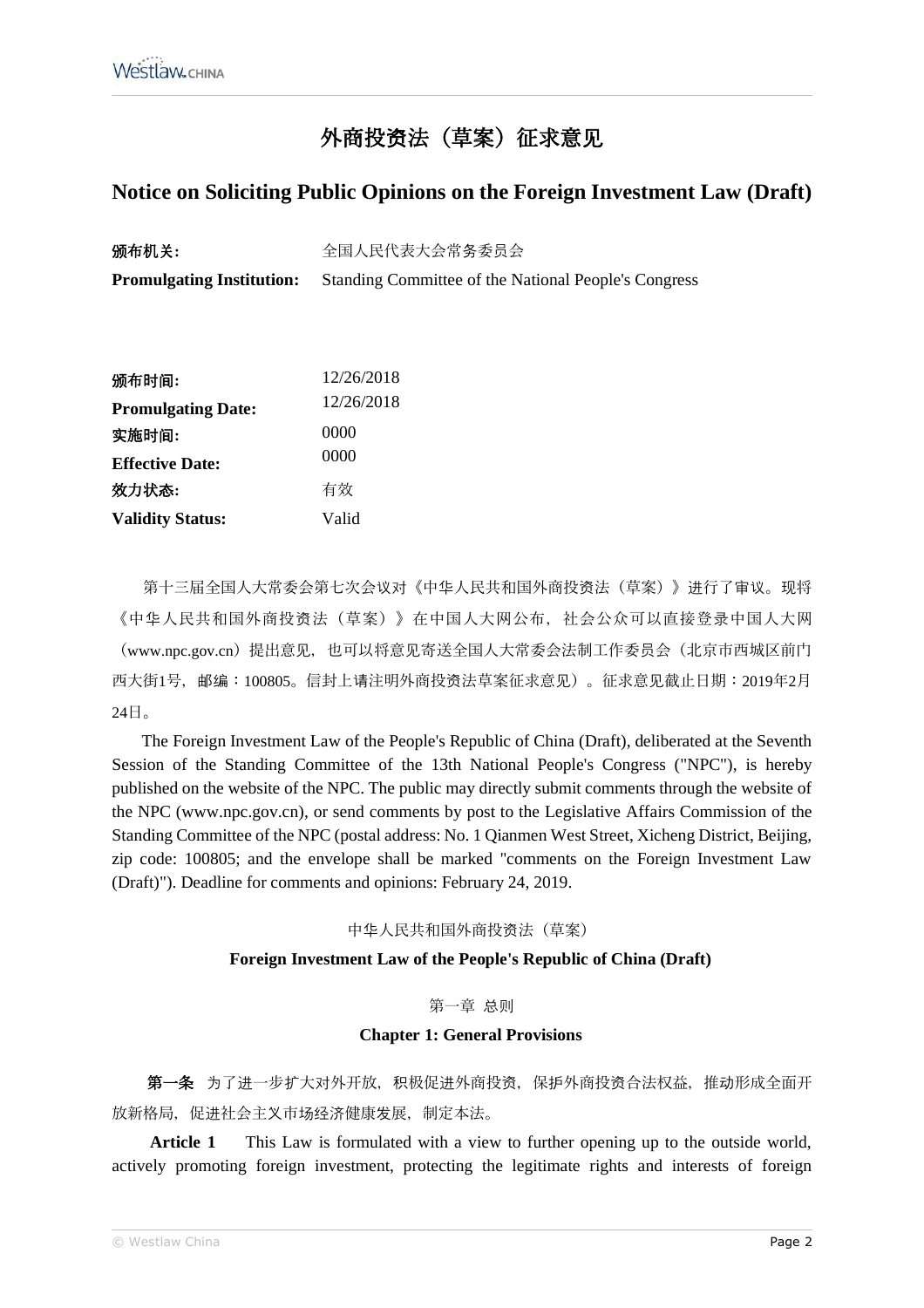# 外商投资法（草案）征求意见

# Notice on Soliciting Public Opinions on the Foreign Investment Law (Draft)

| | |
|---|---|
| **颁布机关:** | 全国人民代表大会常务委员会 |
| **Promulgating Institution:** | Standing Committee of the National People's Congress |

| | |
|---|---|
| **颁布时间:** | 12/26/2018 |
| **Promulgating Date:** | 12/26/2018 |
| **实施时间:** | 0000 |
| **Effective Date:** | 0000 |
| **效力状态:** | 有效 |
| **Validity Status:** | Valid |

第十三届全国人大常委会第七次会议对《中华人民共和国外商投资法（草案）》进行了审议。现将《中华人民共和国外商投资法（草案）》在中国人大网公布，社会公众可以直接登录中国人大网（www.npc.gov.cn）提出意见，也可以将意见寄送全国人大常委会法制工作委员会（北京市西城区前门西大街1号，邮编：100805。信封上请注明外商投资法草案征求意见）。征求意见截止日期：2019年2月24日。

The Foreign Investment Law of the People's Republic of China (Draft), deliberated at the Seventh Session of the Standing Committee of the 13th National People's Congress ("NPC"), is hereby published on the website of the NPC. The public may directly submit comments through the website of the NPC (www.npc.gov.cn), or send comments by post to the Legislative Affairs Commission of the Standing Committee of the NPC (postal address: No. 1 Qianmen West Street, Xicheng District, Beijing, zip code: 100805; and the envelope shall be marked "comments on the Foreign Investment Law (Draft)"). Deadline for comments and opinions: February 24, 2019.

中华人民共和国外商投资法（草案）

**Foreign Investment Law of the People's Republic of China (Draft)**

第一章 总则

**Chapter 1: General Provisions**

**第一条** 为了进一步扩大对外开放，积极促进外商投资，保护外商投资合法权益，推动形成全面开放新格局，促进社会主义市场经济健康发展，制定本法。

**Article 1** This Law is formulated with a view to further opening up to the outside world, actively promoting foreign investment, protecting the legitimate rights and interests of foreign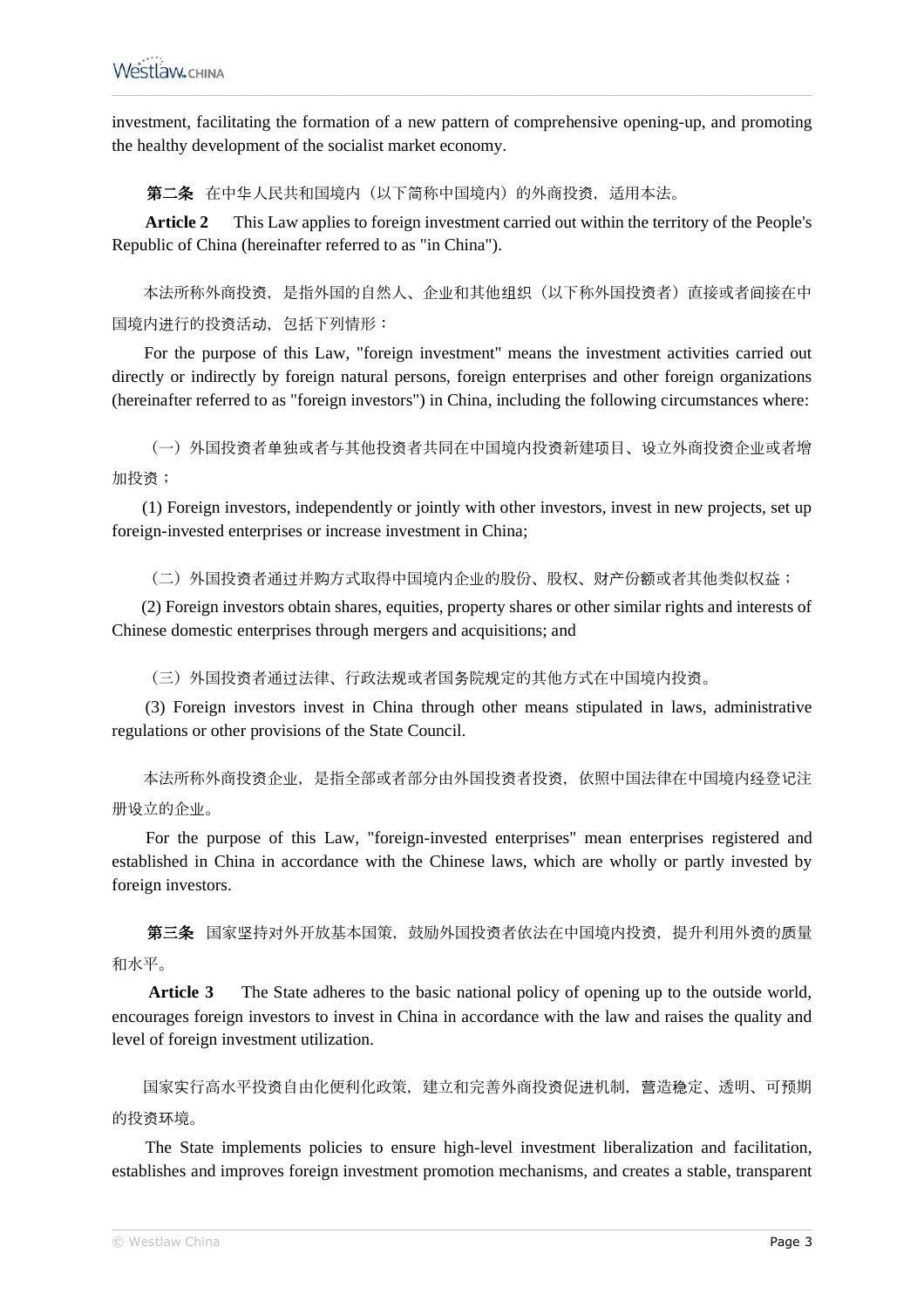investment, facilitating the formation of a new pattern of comprehensive opening-up, and promoting the healthy development of the socialist market economy.

**第二条** 在中华人民共和国境内（以下简称中国境内）的外商投资，适用本法。

**Article 2** This Law applies to foreign investment carried out within the territory of the People's Republic of China (hereinafter referred to as "in China").

本法所称外商投资，是指外国的自然人、企业和其他组织（以下称外国投资者）直接或者间接在中国境内进行的投资活动，包括下列情形：

For the purpose of this Law, "foreign investment" means the investment activities carried out directly or indirectly by foreign natural persons, foreign enterprises and other foreign organizations (hereinafter referred to as "foreign investors") in China, including the following circumstances where:

（一）外国投资者单独或者与其他投资者共同在中国境内投资新建项目、设立外商投资企业或者增加投资；

(1) Foreign investors, independently or jointly with other investors, invest in new projects, set up foreign-invested enterprises or increase investment in China;

（二）外国投资者通过并购方式取得中国境内企业的股份、股权、财产份额或者其他类似权益；

(2) Foreign investors obtain shares, equities, property shares or other similar rights and interests of Chinese domestic enterprises through mergers and acquisitions; and

（三）外国投资者通过法律、行政法规或者国务院规定的其他方式在中国境内投资。

(3) Foreign investors invest in China through other means stipulated in laws, administrative regulations or other provisions of the State Council.

本法所称外商投资企业，是指全部或者部分由外国投资者投资，依照中国法律在中国境内经登记注册设立的企业。

For the purpose of this Law, "foreign-invested enterprises" mean enterprises registered and established in China in accordance with the Chinese laws, which are wholly or partly invested by foreign investors.

**第三条** 国家坚持对外开放基本国策，鼓励外国投资者依法在中国境内投资，提升利用外资的质量和水平。

**Article 3** The State adheres to the basic national policy of opening up to the outside world, encourages foreign investors to invest in China in accordance with the law and raises the quality and level of foreign investment utilization.

国家实行高水平投资自由化便利化政策，建立和完善外商投资促进机制，营造稳定、透明、可预期的投资环境。

The State implements policies to ensure high-level investment liberalization and facilitation, establishes and improves foreign investment promotion mechanisms, and creates a stable, transparent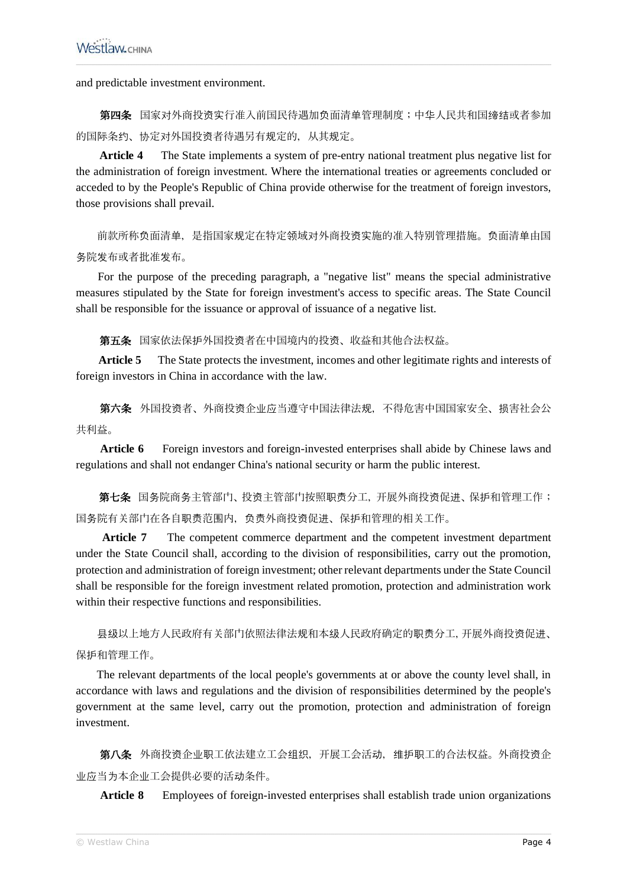and predictable investment environment.

**第四条** 国家对外商投资实行准入前国民待遇加负面清单管理制度；中华人民共和国缔结或者参加的国际条约、协定对外国投资者待遇另有规定的，从其规定。

**Article 4** The State implements a system of pre-entry national treatment plus negative list for the administration of foreign investment. Where the international treaties or agreements concluded or acceded to by the People's Republic of China provide otherwise for the treatment of foreign investors, those provisions shall prevail.

前款所称负面清单，是指国家规定在特定领域对外商投资实施的准入特别管理措施。负面清单由国务院发布或者批准发布。

For the purpose of the preceding paragraph, a "negative list" means the special administrative measures stipulated by the State for foreign investment's access to specific areas. The State Council shall be responsible for the issuance or approval of issuance of a negative list.

**第五条** 国家依法保护外国投资者在中国境内的投资、收益和其他合法权益。

**Article 5** The State protects the investment, incomes and other legitimate rights and interests of foreign investors in China in accordance with the law.

**第六条** 外国投资者、外商投资企业应当遵守中国法律法规，不得危害中国国家安全、损害社会公共利益。

**Article 6** Foreign investors and foreign-invested enterprises shall abide by Chinese laws and regulations and shall not endanger China's national security or harm the public interest.

**第七条** 国务院商务主管部门、投资主管部门按照职责分工，开展外商投资促进、保护和管理工作；国务院有关部门在各自职责范围内，负责外商投资促进、保护和管理的相关工作。

**Article 7** The competent commerce department and the competent investment department under the State Council shall, according to the division of responsibilities, carry out the promotion, protection and administration of foreign investment; other relevant departments under the State Council shall be responsible for the foreign investment related promotion, protection and administration work within their respective functions and responsibilities.

县级以上地方人民政府有关部门依照法律法规和本级人民政府确定的职责分工，开展外商投资促进、保护和管理工作。

The relevant departments of the local people's governments at or above the county level shall, in accordance with laws and regulations and the division of responsibilities determined by the people's government at the same level, carry out the promotion, protection and administration of foreign investment.

**第八条** 外商投资企业职工依法建立工会组织，开展工会活动，维护职工的合法权益。外商投资企业应当为本企业工会提供必要的活动条件。

**Article 8** Employees of foreign-invested enterprises shall establish trade union organizations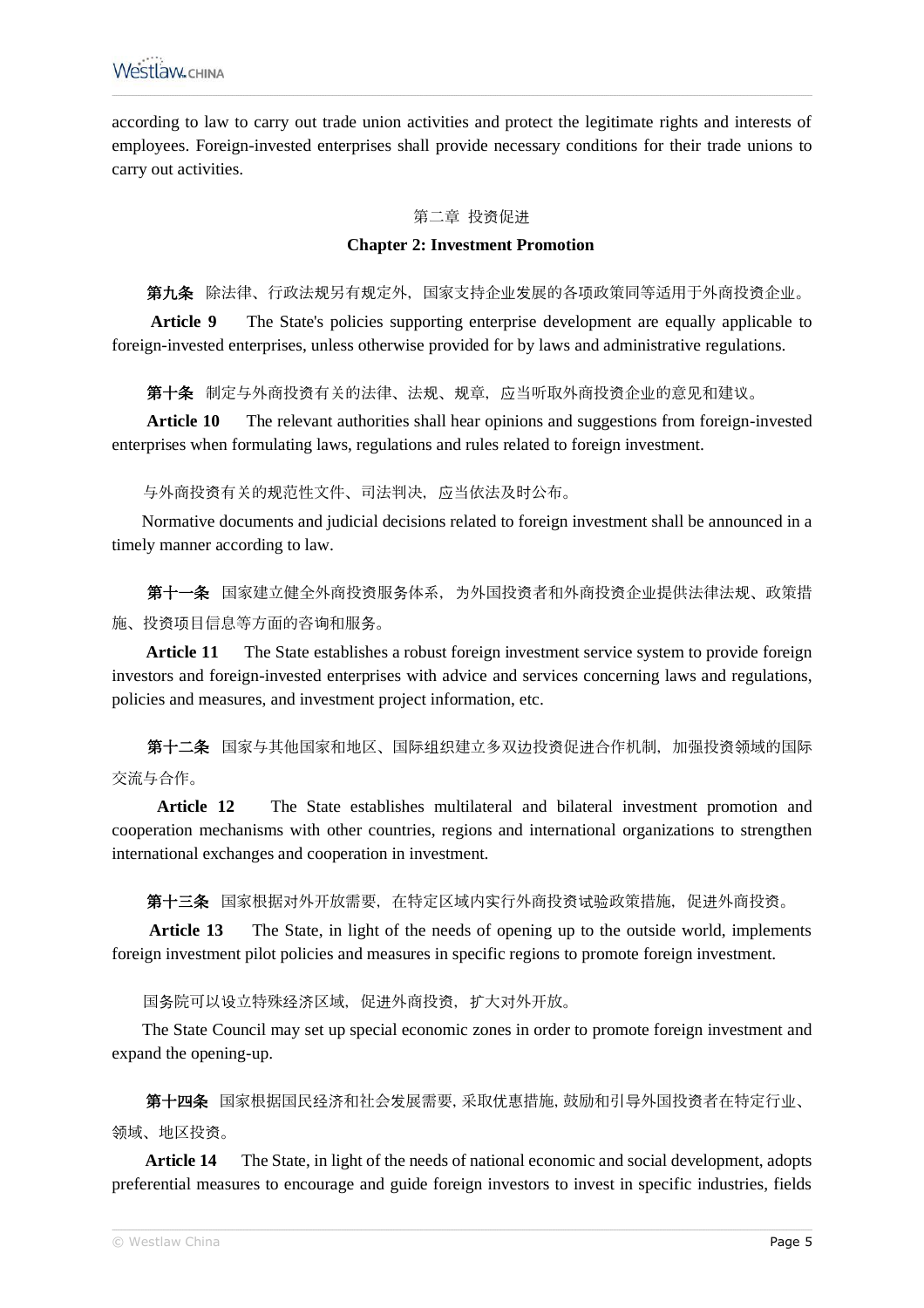according to law to carry out trade union activities and protect the legitimate rights and interests of employees. Foreign-invested enterprises shall provide necessary conditions for their trade unions to carry out activities.

## 第二章 投资促进

## Chapter 2: Investment Promotion

**第九条** 除法律、行政法规另有规定外，国家支持企业发展的各项政策同等适用于外商投资企业。

**Article 9** The State's policies supporting enterprise development are equally applicable to foreign-invested enterprises, unless otherwise provided for by laws and administrative regulations.

**第十条** 制定与外商投资有关的法律、法规、规章，应当听取外商投资企业的意见和建议。

**Article 10** The relevant authorities shall hear opinions and suggestions from foreign-invested enterprises when formulating laws, regulations and rules related to foreign investment.

与外商投资有关的规范性文件、司法判决，应当依法及时公布。

Normative documents and judicial decisions related to foreign investment shall be announced in a timely manner according to law.

**第十一条** 国家建立健全外商投资服务体系，为外国投资者和外商投资企业提供法律法规、政策措施、投资项目信息等方面的咨询和服务。

**Article 11** The State establishes a robust foreign investment service system to provide foreign investors and foreign-invested enterprises with advice and services concerning laws and regulations, policies and measures, and investment project information, etc.

**第十二条** 国家与其他国家和地区、国际组织建立多双边投资促进合作机制，加强投资领域的国际交流与合作。

**Article 12** The State establishes multilateral and bilateral investment promotion and cooperation mechanisms with other countries, regions and international organizations to strengthen international exchanges and cooperation in investment.

**第十三条** 国家根据对外开放需要，在特定区域内实行外商投资试验政策措施，促进外商投资。

**Article 13** The State, in light of the needs of opening up to the outside world, implements foreign investment pilot policies and measures in specific regions to promote foreign investment.

国务院可以设立特殊经济区域，促进外商投资，扩大对外开放。

The State Council may set up special economic zones in order to promote foreign investment and expand the opening-up.

**第十四条** 国家根据国民经济和社会发展需要，采取优惠措施，鼓励和引导外国投资者在特定行业、领域、地区投资。

**Article 14** The State, in light of the needs of national economic and social development, adopts preferential measures to encourage and guide foreign investors to invest in specific industries, fields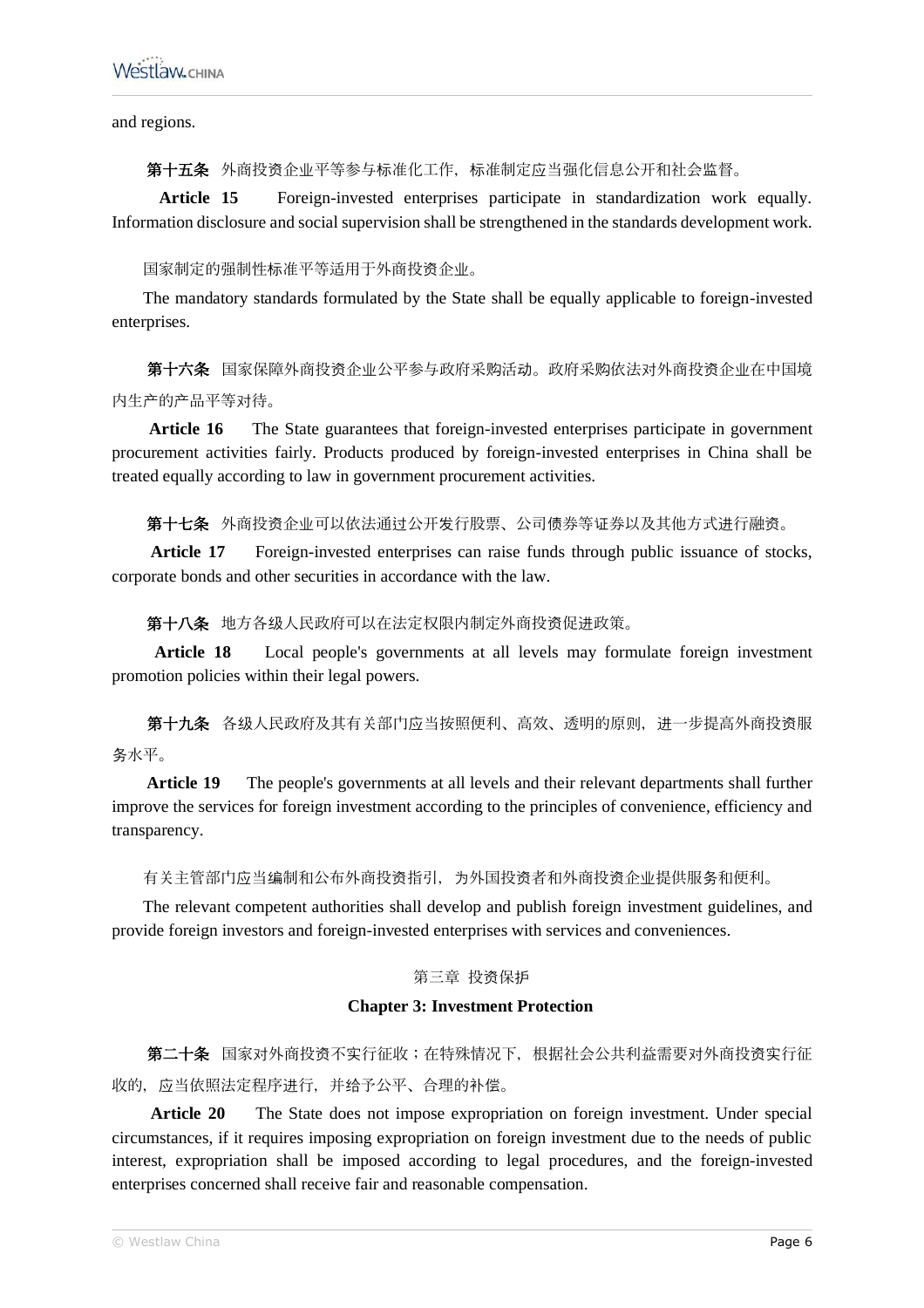and regions.

**第十五条** 外商投资企业平等参与标准化工作，标准制定应当强化信息公开和社会监督。

**Article 15** Foreign-invested enterprises participate in standardization work equally. Information disclosure and social supervision shall be strengthened in the standards development work.

国家制定的强制性标准平等适用于外商投资企业。

The mandatory standards formulated by the State shall be equally applicable to foreign-invested enterprises.

**第十六条** 国家保障外商投资企业公平参与政府采购活动。政府采购依法对外商投资企业在中国境内生产的产品平等对待。

**Article 16** The State guarantees that foreign-invested enterprises participate in government procurement activities fairly. Products produced by foreign-invested enterprises in China shall be treated equally according to law in government procurement activities.

**第十七条** 外商投资企业可以依法通过公开发行股票、公司债券等证券以及其他方式进行融资。

**Article 17** Foreign-invested enterprises can raise funds through public issuance of stocks, corporate bonds and other securities in accordance with the law.

**第十八条** 地方各级人民政府可以在法定权限内制定外商投资促进政策。

**Article 18** Local people's governments at all levels may formulate foreign investment promotion policies within their legal powers.

**第十九条** 各级人民政府及其有关部门应当按照便利、高效、透明的原则，进一步提高外商投资服务水平。

**Article 19** The people's governments at all levels and their relevant departments shall further improve the services for foreign investment according to the principles of convenience, efficiency and transparency.

有关主管部门应当编制和公布外商投资指引，为外国投资者和外商投资企业提供服务和便利。

The relevant competent authorities shall develop and publish foreign investment guidelines, and provide foreign investors and foreign-invested enterprises with services and conveniences.

## 第三章 投资保护

## Chapter 3: Investment Protection

**第二十条** 国家对外商投资不实行征收；在特殊情况下，根据社会公共利益需要对外商投资实行征收的，应当依照法定程序进行，并给予公平、合理的补偿。

**Article 20** The State does not impose expropriation on foreign investment. Under special circumstances, if it requires imposing expropriation on foreign investment due to the needs of public interest, expropriation shall be imposed according to legal procedures, and the foreign-invested enterprises concerned shall receive fair and reasonable compensation.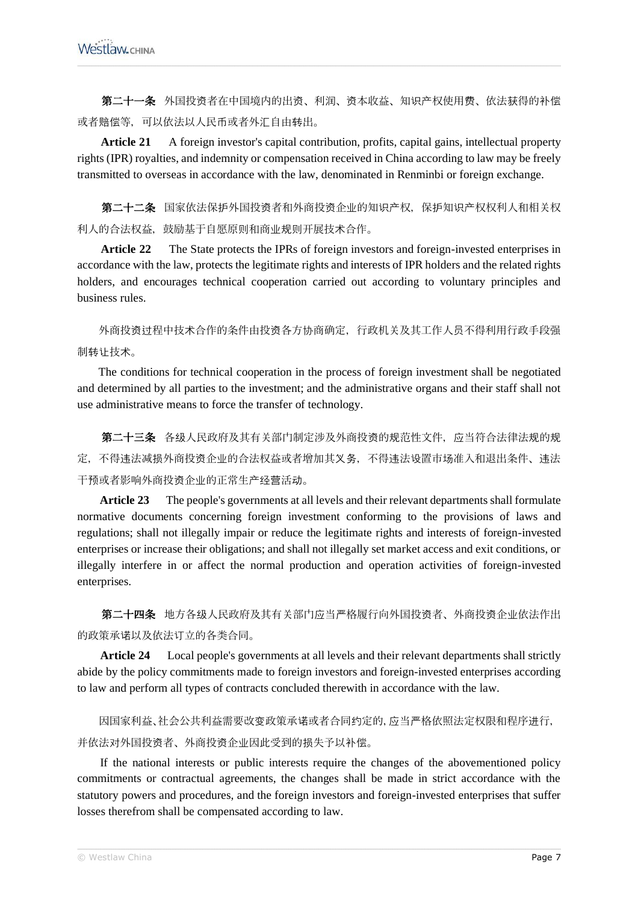**第二十一条** 外国投资者在中国境内的出资、利润、资本收益、知识产权使用费、依法获得的补偿或者赔偿等，可以依法以人民币或者外汇自由转出。

**Article 21** A foreign investor's capital contribution, profits, capital gains, intellectual property rights (IPR) royalties, and indemnity or compensation received in China according to law may be freely transmitted to overseas in accordance with the law, denominated in Renminbi or foreign exchange.

**第二十二条** 国家依法保护外国投资者和外商投资企业的知识产权，保护知识产权权利人和相关权利人的合法权益，鼓励基于自愿原则和商业规则开展技术合作。

**Article 22** The State protects the IPRs of foreign investors and foreign-invested enterprises in accordance with the law, protects the legitimate rights and interests of IPR holders and the related rights holders, and encourages technical cooperation carried out according to voluntary principles and business rules.

外商投资过程中技术合作的条件由投资各方协商确定，行政机关及其工作人员不得利用行政手段强制转让技术。

The conditions for technical cooperation in the process of foreign investment shall be negotiated and determined by all parties to the investment; and the administrative organs and their staff shall not use administrative means to force the transfer of technology.

**第二十三条** 各级人民政府及其有关部门制定涉及外商投资的规范性文件，应当符合法律法规的规定，不得违法减损外商投资企业的合法权益或者增加其义务，不得违法设置市场准入和退出条件、违法干预或者影响外商投资企业的正常生产经营活动。

**Article 23** The people's governments at all levels and their relevant departments shall formulate normative documents concerning foreign investment conforming to the provisions of laws and regulations; shall not illegally impair or reduce the legitimate rights and interests of foreign-invested enterprises or increase their obligations; and shall not illegally set market access and exit conditions, or illegally interfere in or affect the normal production and operation activities of foreign-invested enterprises.

**第二十四条** 地方各级人民政府及其有关部门应当严格履行向外国投资者、外商投资企业依法作出的政策承诺以及依法订立的各类合同。

**Article 24** Local people's governments at all levels and their relevant departments shall strictly abide by the policy commitments made to foreign investors and foreign-invested enterprises according to law and perform all types of contracts concluded therewith in accordance with the law.

因国家利益、社会公共利益需要改变政策承诺或者合同约定的，应当严格依照法定权限和程序进行，并依法对外国投资者、外商投资企业因此受到的损失予以补偿。

If the national interests or public interests require the changes of the abovementioned policy commitments or contractual agreements, the changes shall be made in strict accordance with the statutory powers and procedures, and the foreign investors and foreign-invested enterprises that suffer losses therefrom shall be compensated according to law.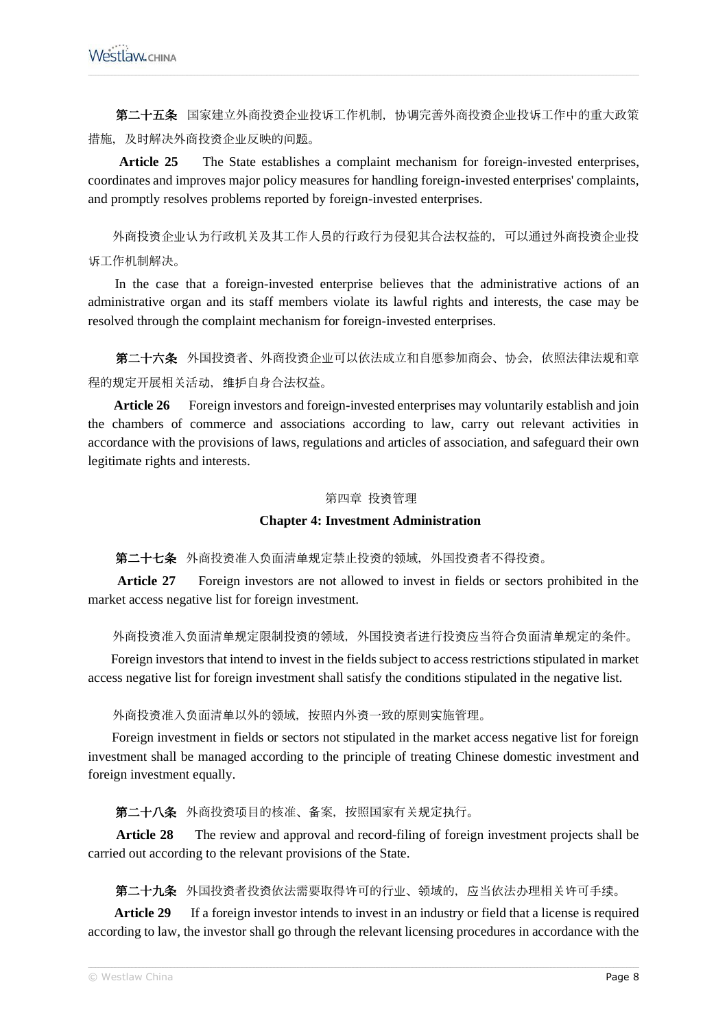**第二十五条** 国家建立外商投资企业投诉工作机制，协调完善外商投资企业投诉工作中的重大政策措施，及时解决外商投资企业反映的问题。

**Article 25** The State establishes a complaint mechanism for foreign-invested enterprises, coordinates and improves major policy measures for handling foreign-invested enterprises' complaints, and promptly resolves problems reported by foreign-invested enterprises.

外商投资企业认为行政机关及其工作人员的行政行为侵犯其合法权益的，可以通过外商投资企业投诉工作机制解决。

In the case that a foreign-invested enterprise believes that the administrative actions of an administrative organ and its staff members violate its lawful rights and interests, the case may be resolved through the complaint mechanism for foreign-invested enterprises.

**第二十六条** 外国投资者、外商投资企业可以依法成立和自愿参加商会、协会，依照法律法规和章程的规定开展相关活动，维护自身合法权益。

**Article 26** Foreign investors and foreign-invested enterprises may voluntarily establish and join the chambers of commerce and associations according to law, carry out relevant activities in accordance with the provisions of laws, regulations and articles of association, and safeguard their own legitimate rights and interests.

## 第四章 投资管理

## Chapter 4: Investment Administration

**第二十七条** 外商投资准入负面清单规定禁止投资的领域，外国投资者不得投资。

**Article 27** Foreign investors are not allowed to invest in fields or sectors prohibited in the market access negative list for foreign investment.

外商投资准入负面清单规定限制投资的领域，外国投资者进行投资应当符合负面清单规定的条件。

Foreign investors that intend to invest in the fields subject to access restrictions stipulated in market access negative list for foreign investment shall satisfy the conditions stipulated in the negative list.

外商投资准入负面清单以外的领域，按照内外资一致的原则实施管理。

Foreign investment in fields or sectors not stipulated in the market access negative list for foreign investment shall be managed according to the principle of treating Chinese domestic investment and foreign investment equally.

**第二十八条** 外商投资项目的核准、备案，按照国家有关规定执行。

**Article 28** The review and approval and record-filing of foreign investment projects shall be carried out according to the relevant provisions of the State.

**第二十九条** 外国投资者投资依法需要取得许可的行业、领域的，应当依法办理相关许可手续。

**Article 29** If a foreign investor intends to invest in an industry or field that a license is required according to law, the investor shall go through the relevant licensing procedures in accordance with the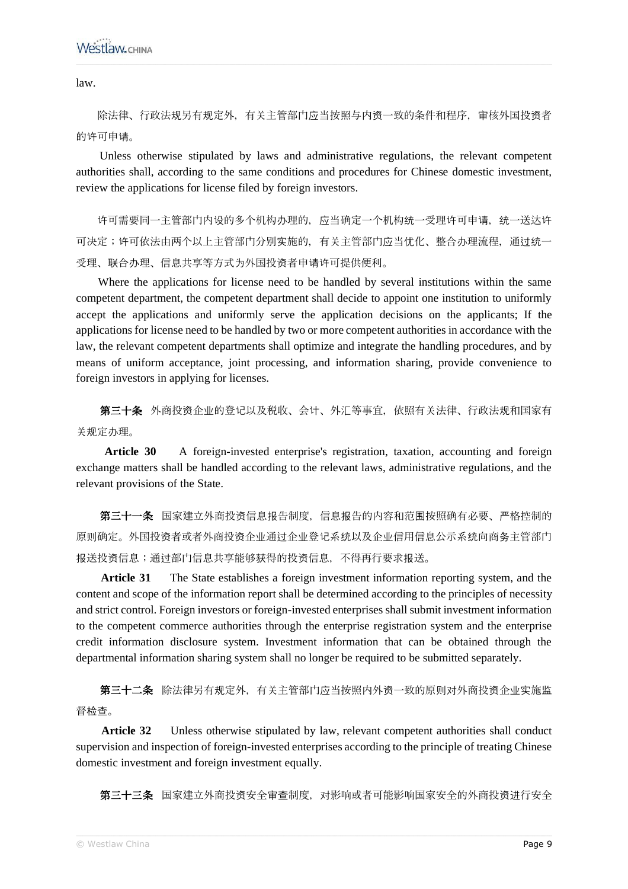law.

除法律、行政法规另有规定外，有关主管部门应当按照与内资一致的条件和程序，审核外国投资者的许可申请。

Unless otherwise stipulated by laws and administrative regulations, the relevant competent authorities shall, according to the same conditions and procedures for Chinese domestic investment, review the applications for license filed by foreign investors.

许可需要同一主管部门内设的多个机构办理的，应当确定一个机构统一受理许可申请，统一送达许可决定；许可依法由两个以上主管部门分别实施的，有关主管部门应当优化、整合办理流程，通过统一受理、联合办理、信息共享等方式为外国投资者申请许可提供便利。

Where the applications for license need to be handled by several institutions within the same competent department, the competent department shall decide to appoint one institution to uniformly accept the applications and uniformly serve the application decisions on the applicants; If the applications for license need to be handled by two or more competent authorities in accordance with the law, the relevant competent departments shall optimize and integrate the handling procedures, and by means of uniform acceptance, joint processing, and information sharing, provide convenience to foreign investors in applying for licenses.

**第三十条** 外商投资企业的登记以及税收、会计、外汇等事宜，依照有关法律、行政法规和国家有关规定办理。

**Article 30** A foreign-invested enterprise's registration, taxation, accounting and foreign exchange matters shall be handled according to the relevant laws, administrative regulations, and the relevant provisions of the State.

**第三十一条** 国家建立外商投资信息报告制度，信息报告的内容和范围按照确有必要、严格控制的原则确定。外国投资者或者外商投资企业通过企业登记系统以及企业信用信息公示系统向商务主管部门报送投资信息；通过部门信息共享能够获得的投资信息，不得再行要求报送。

**Article 31** The State establishes a foreign investment information reporting system, and the content and scope of the information report shall be determined according to the principles of necessity and strict control. Foreign investors or foreign-invested enterprises shall submit investment information to the competent commerce authorities through the enterprise registration system and the enterprise credit information disclosure system. Investment information that can be obtained through the departmental information sharing system shall no longer be required to be submitted separately.

**第三十二条** 除法律另有规定外，有关主管部门应当按照内外资一致的原则对外商投资企业实施监督检查。

**Article 32** Unless otherwise stipulated by law, relevant competent authorities shall conduct supervision and inspection of foreign-invested enterprises according to the principle of treating Chinese domestic investment and foreign investment equally.

**第三十三条** 国家建立外商投资安全审查制度，对影响或者可能影响国家安全的外商投资进行安全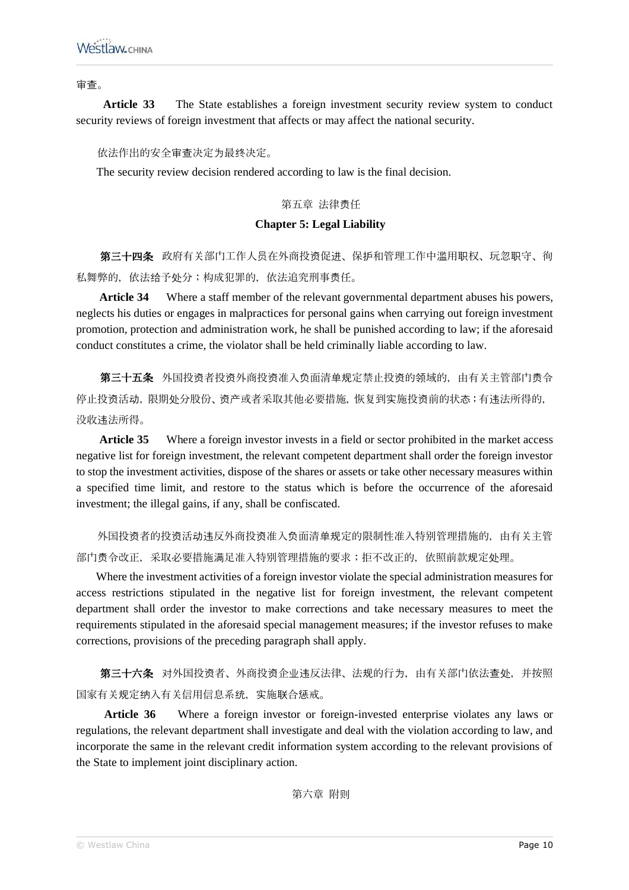审查。

**Article 33** The State establishes a foreign investment security review system to conduct security reviews of foreign investment that affects or may affect the national security.

依法作出的安全审查决定为最终决定。

The security review decision rendered according to law is the final decision.

## 第五章 法律责任

## Chapter 5: Legal Liability

**第三十四条** 政府有关部门工作人员在外商投资促进、保护和管理工作中滥用职权、玩忽职守、徇私舞弊的，依法给予处分；构成犯罪的，依法追究刑事责任。

**Article 34** Where a staff member of the relevant governmental department abuses his powers, neglects his duties or engages in malpractices for personal gains when carrying out foreign investment promotion, protection and administration work, he shall be punished according to law; if the aforesaid conduct constitutes a crime, the violator shall be held criminally liable according to law.

**第三十五条** 外国投资者投资外商投资准入负面清单规定禁止投资的领域的，由有关主管部门责令停止投资活动，限期处分股份、资产或者采取其他必要措施，恢复到实施投资前的状态；有违法所得的，没收违法所得。

**Article 35** Where a foreign investor invests in a field or sector prohibited in the market access negative list for foreign investment, the relevant competent department shall order the foreign investor to stop the investment activities, dispose of the shares or assets or take other necessary measures within a specified time limit, and restore to the status which is before the occurrence of the aforesaid investment; the illegal gains, if any, shall be confiscated.

外国投资者的投资活动违反外商投资准入负面清单规定的限制性准入特别管理措施的，由有关主管部门责令改正，采取必要措施满足准入特别管理措施的要求；拒不改正的，依照前款规定处理。

Where the investment activities of a foreign investor violate the special administration measures for access restrictions stipulated in the negative list for foreign investment, the relevant competent department shall order the investor to make corrections and take necessary measures to meet the requirements stipulated in the aforesaid special management measures; if the investor refuses to make corrections, provisions of the preceding paragraph shall apply.

**第三十六条** 对外国投资者、外商投资企业违反法律、法规的行为，由有关部门依法查处，并按照国家有关规定纳入有关信用信息系统，实施联合惩戒。

**Article 36** Where a foreign investor or foreign-invested enterprise violates any laws or regulations, the relevant department shall investigate and deal with the violation according to law, and incorporate the same in the relevant credit information system according to the relevant provisions of the State to implement joint disciplinary action.

## 第六章 附则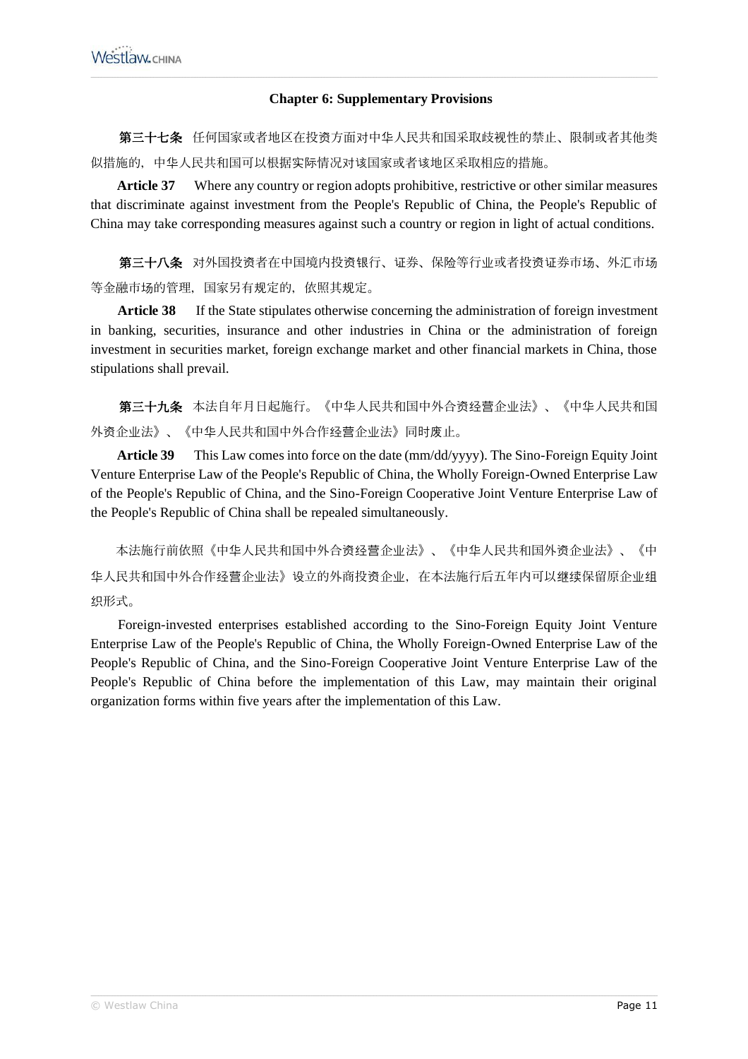## Chapter 6: Supplementary Provisions

**第三十七条** 任何国家或者地区在投资方面对中华人民共和国采取歧视性的禁止、限制或者其他类似措施的，中华人民共和国可以根据实际情况对该国家或者该地区采取相应的措施。

**Article 37** Where any country or region adopts prohibitive, restrictive or other similar measures that discriminate against investment from the People's Republic of China, the People's Republic of China may take corresponding measures against such a country or region in light of actual conditions.

**第三十八条** 对外国投资者在中国境内投资银行、证券、保险等行业或者投资证券市场、外汇市场等金融市场的管理，国家另有规定的，依照其规定。

**Article 38** If the State stipulates otherwise concerning the administration of foreign investment in banking, securities, insurance and other industries in China or the administration of foreign investment in securities market, foreign exchange market and other financial markets in China, those stipulations shall prevail.

**第三十九条** 本法自年月日起施行。《中华人民共和国中外合资经营企业法》、《中华人民共和国外资企业法》、《中华人民共和国中外合作经营企业法》同时废止。

**Article 39** This Law comes into force on the date (mm/dd/yyyy). The Sino-Foreign Equity Joint Venture Enterprise Law of the People's Republic of China, the Wholly Foreign-Owned Enterprise Law of the People's Republic of China, and the Sino-Foreign Cooperative Joint Venture Enterprise Law of the People's Republic of China shall be repealed simultaneously.

本法施行前依照《中华人民共和国中外合资经营企业法》、《中华人民共和国外资企业法》、《中华人民共和国中外合作经营企业法》设立的外商投资企业，在本法施行后五年内可以继续保留原企业组织形式。

Foreign-invested enterprises established according to the Sino-Foreign Equity Joint Venture Enterprise Law of the People's Republic of China, the Wholly Foreign-Owned Enterprise Law of the People's Republic of China, and the Sino-Foreign Cooperative Joint Venture Enterprise Law of the People's Republic of China before the implementation of this Law, may maintain their original organization forms within five years after the implementation of this Law.